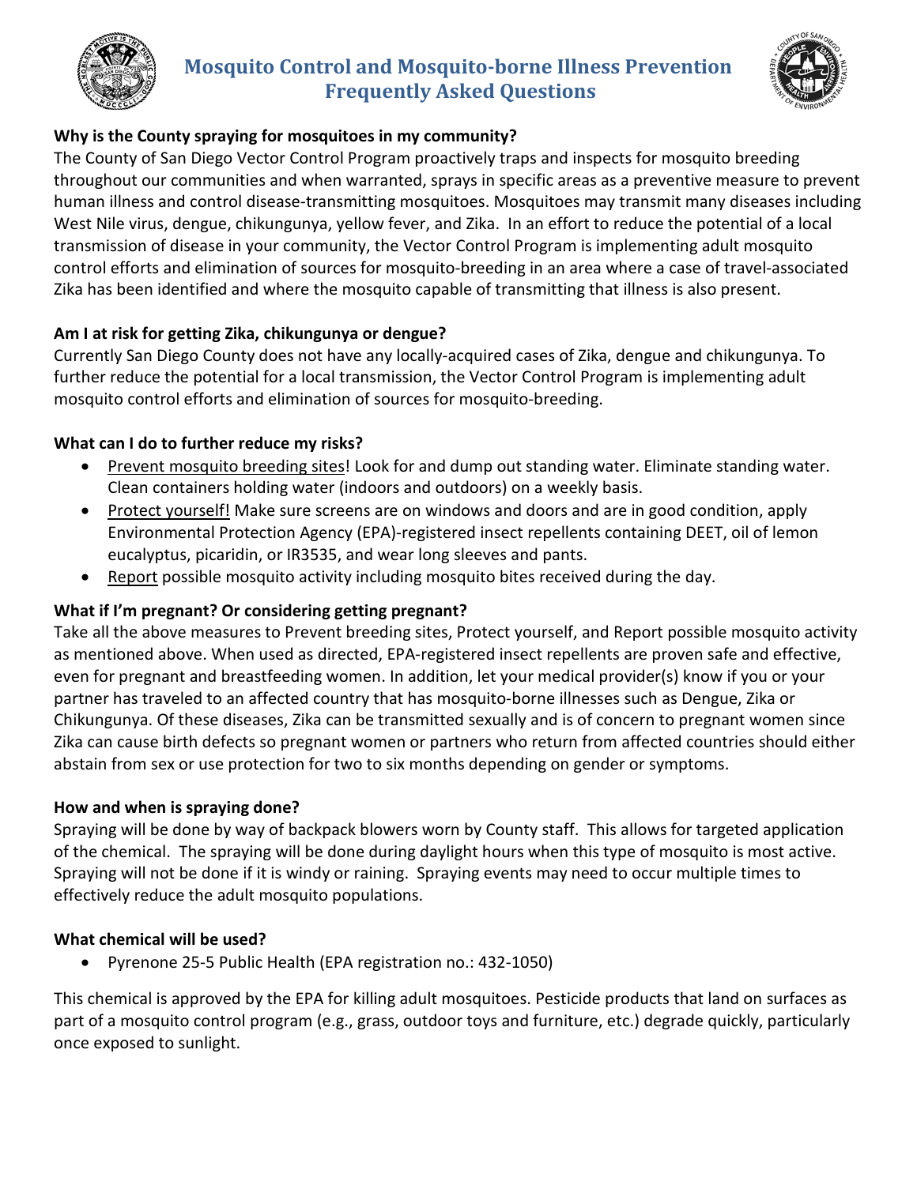# Mosquito Control and Mosquito-borne Illness Prevention Frequently Asked Questions

**Why is the County spraying for mosquitoes in my community?**

The County of San Diego Vector Control Program proactively traps and inspects for mosquito breeding throughout our communities and when warranted, sprays in specific areas as a preventive measure to prevent human illness and control disease-transmitting mosquitoes. Mosquitoes may transmit many diseases including West Nile virus, dengue, chikungunya, yellow fever, and Zika. In an effort to reduce the potential of a local transmission of disease in your community, the Vector Control Program is implementing adult mosquito control efforts and elimination of sources for mosquito-breeding in an area where a case of travel-associated Zika has been identified and where the mosquito capable of transmitting that illness is also present.

**Am I at risk for getting Zika, chikungunya or dengue?**

Currently San Diego County does not have any locally-acquired cases of Zika, dengue and chikungunya. To further reduce the potential for a local transmission, the Vector Control Program is implementing adult mosquito control efforts and elimination of sources for mosquito-breeding.

**What can I do to further reduce my risks?**

- Prevent mosquito breeding sites! Look for and dump out standing water. Eliminate standing water. Clean containers holding water (indoors and outdoors) on a weekly basis.
- Protect yourself! Make sure screens are on windows and doors and are in good condition, apply Environmental Protection Agency (EPA)-registered insect repellents containing DEET, oil of lemon eucalyptus, picaridin, or IR3535, and wear long sleeves and pants.
- Report possible mosquito activity including mosquito bites received during the day.

**What if I'm pregnant? Or considering getting pregnant?**

Take all the above measures to Prevent breeding sites, Protect yourself, and Report possible mosquito activity as mentioned above. When used as directed, EPA-registered insect repellents are proven safe and effective, even for pregnant and breastfeeding women. In addition, let your medical provider(s) know if you or your partner has traveled to an affected country that has mosquito-borne illnesses such as Dengue, Zika or Chikungunya. Of these diseases, Zika can be transmitted sexually and is of concern to pregnant women since Zika can cause birth defects so pregnant women or partners who return from affected countries should either abstain from sex or use protection for two to six months depending on gender or symptoms.

**How and when is spraying done?**

Spraying will be done by way of backpack blowers worn by County staff. This allows for targeted application of the chemical. The spraying will be done during daylight hours when this type of mosquito is most active. Spraying will not be done if it is windy or raining. Spraying events may need to occur multiple times to effectively reduce the adult mosquito populations.

**What chemical will be used?**

- Pyrenone 25-5 Public Health (EPA registration no.: 432-1050)

This chemical is approved by the EPA for killing adult mosquitoes. Pesticide products that land on surfaces as part of a mosquito control program (e.g., grass, outdoor toys and furniture, etc.) degrade quickly, particularly once exposed to sunlight.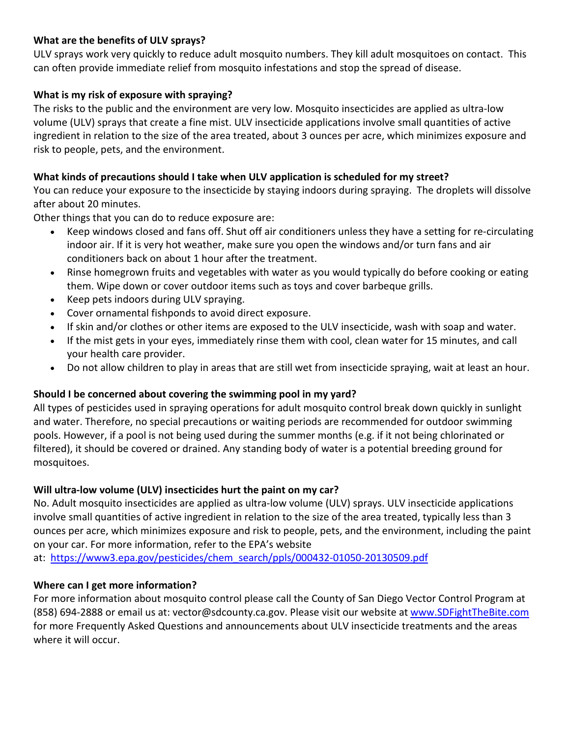**What are the benefits of ULV sprays?**

ULV sprays work very quickly to reduce adult mosquito numbers. They kill adult mosquitoes on contact. This can often provide immediate relief from mosquito infestations and stop the spread of disease.

**What is my risk of exposure with spraying?**

The risks to the public and the environment are very low. Mosquito insecticides are applied as ultra-low volume (ULV) sprays that create a fine mist. ULV insecticide applications involve small quantities of active ingredient in relation to the size of the area treated, about 3 ounces per acre, which minimizes exposure and risk to people, pets, and the environment.

**What kinds of precautions should I take when ULV application is scheduled for my street?**

You can reduce your exposure to the insecticide by staying indoors during spraying. The droplets will dissolve after about 20 minutes.

Other things that you can do to reduce exposure are:

- Keep windows closed and fans off. Shut off air conditioners unless they have a setting for re-circulating indoor air. If it is very hot weather, make sure you open the windows and/or turn fans and air conditioners back on about 1 hour after the treatment.
- Rinse homegrown fruits and vegetables with water as you would typically do before cooking or eating them. Wipe down or cover outdoor items such as toys and cover barbeque grills.
- Keep pets indoors during ULV spraying.
- Cover ornamental fishponds to avoid direct exposure.
- If skin and/or clothes or other items are exposed to the ULV insecticide, wash with soap and water.
- If the mist gets in your eyes, immediately rinse them with cool, clean water for 15 minutes, and call your health care provider.
- Do not allow children to play in areas that are still wet from insecticide spraying, wait at least an hour.

**Should I be concerned about covering the swimming pool in my yard?**

All types of pesticides used in spraying operations for adult mosquito control break down quickly in sunlight and water. Therefore, no special precautions or waiting periods are recommended for outdoor swimming pools. However, if a pool is not being used during the summer months (e.g. if it not being chlorinated or filtered), it should be covered or drained. Any standing body of water is a potential breeding ground for mosquitoes.

**Will ultra-low volume (ULV) insecticides hurt the paint on my car?**

No. Adult mosquito insecticides are applied as ultra-low volume (ULV) sprays. ULV insecticide applications involve small quantities of active ingredient in relation to the size of the area treated, typically less than 3 ounces per acre, which minimizes exposure and risk to people, pets, and the environment, including the paint on your car. For more information, refer to the EPA's website at: https://www3.epa.gov/pesticides/chem_search/ppls/000432-01050-20130509.pdf

**Where can I get more information?**

For more information about mosquito control please call the County of San Diego Vector Control Program at (858) 694-2888 or email us at: vector@sdcounty.ca.gov. Please visit our website at www.SDFightTheBite.com for more Frequently Asked Questions and announcements about ULV insecticide treatments and the areas where it will occur.